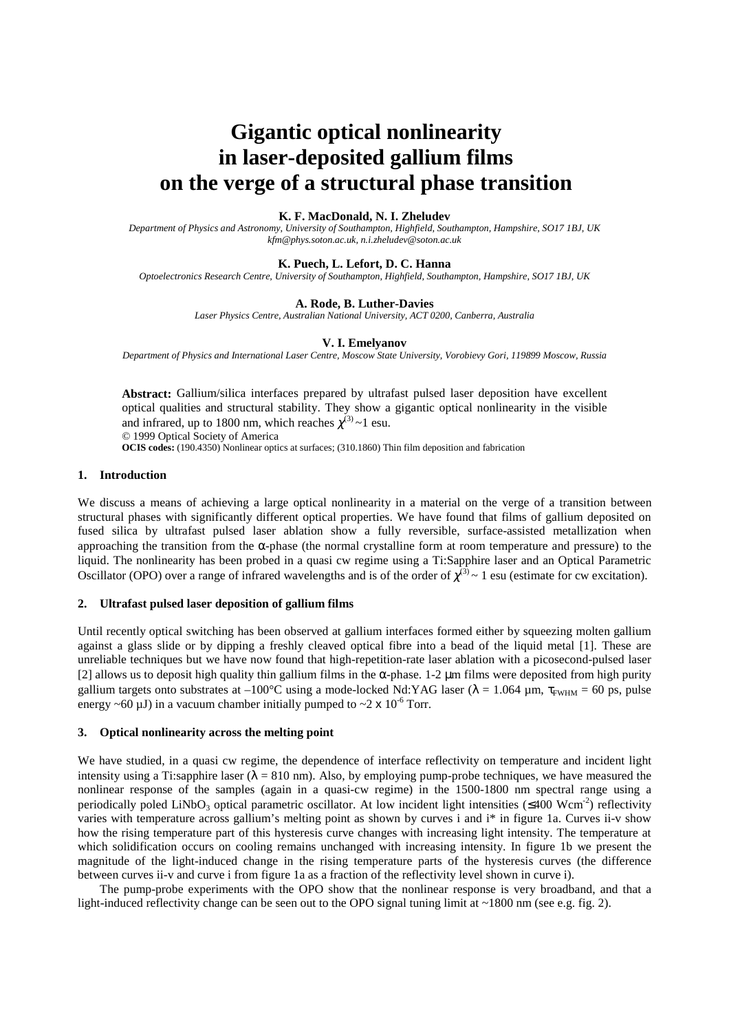# Gigantic optical nonlinearity in laser-deposited gallium films on the verge of a structural phase transition

**K. F. MacDonald, N. I. Zheludev**

*Department of Physics and Astronomy, University of Southampton, Highfield, Southampton, Hampshire, SO17 1BJ, UK*
*kfm@phys.soton.ac.uk, n.i.zheludev@soton.ac.uk*

**K. Puech, L. Lefort, D. C. Hanna**

*Optoelectronics Research Centre, University of Southampton, Highfield, Southampton, Hampshire, SO17 1BJ, UK*

**A. Rode, B. Luther-Davies**

*Laser Physics Centre, Australian National University, ACT 0200, Canberra, Australia*

**V. I. Emelyanov**

*Department of Physics and International Laser Centre, Moscow State University, Vorobievy Gori, 119899 Moscow, Russia*

**Abstract:** Gallium/silica interfaces prepared by ultrafast pulsed laser deposition have excellent optical qualities and structural stability. They show a gigantic optical nonlinearity in the visible and infrared, up to 1800 nm, which reaches $\chi^{(3)} \sim 1$ esu.
© 1999 Optical Society of America
**OCIS codes:** (190.4350) Nonlinear optics at surfaces; (310.1860) Thin film deposition and fabrication

## 1. Introduction

We discuss a means of achieving a large optical nonlinearity in a material on the verge of a transition between structural phases with significantly different optical properties. We have found that films of gallium deposited on fused silica by ultrafast pulsed laser ablation show a fully reversible, surface-assisted metallization when approaching the transition from the α-phase (the normal crystalline form at room temperature and pressure) to the liquid. The nonlinearity has been probed in a quasi cw regime using a Ti:Sapphire laser and an Optical Parametric Oscillator (OPO) over a range of infrared wavelengths and is of the order of $\chi^{(3)} \sim 1$ esu (estimate for cw excitation).

## 2. Ultrafast pulsed laser deposition of gallium films

Until recently optical switching has been observed at gallium interfaces formed either by squeezing molten gallium against a glass slide or by dipping a freshly cleaved optical fibre into a bead of the liquid metal [1]. These are unreliable techniques but we have now found that high-repetition-rate laser ablation with a picosecond-pulsed laser [2] allows us to deposit high quality thin gallium films in the α-phase. 1-2 μm films were deposited from high purity gallium targets onto substrates at –100°C using a mode-locked Nd:YAG laser ($\lambda = 1.064$ μm, $\tau_{FWHM} = 60$ ps, pulse energy ~60 μJ) in a vacuum chamber initially pumped to ~2 x $10^{-6}$ Torr.

## 3. Optical nonlinearity across the melting point

We have studied, in a quasi cw regime, the dependence of interface reflectivity on temperature and incident light intensity using a Ti:sapphire laser ($\lambda = 810$ nm). Also, by employing pump-probe techniques, we have measured the nonlinear response of the samples (again in a quasi-cw regime) in the 1500-1800 nm spectral range using a periodically poled $LiNbO_3$ optical parametric oscillator. At low incident light intensities (≤400 $Wcm^{-2}$) reflectivity varies with temperature across gallium's melting point as shown by curves i and i* in figure 1a. Curves ii-v show how the rising temperature part of this hysteresis curve changes with increasing light intensity. The temperature at which solidification occurs on cooling remains unchanged with increasing intensity. In figure 1b we present the magnitude of the light-induced change in the rising temperature parts of the hysteresis curves (the difference between curves ii-v and curve i from figure 1a as a fraction of the reflectivity level shown in curve i).

The pump-probe experiments with the OPO show that the nonlinear response is very broadband, and that a light-induced reflectivity change can be seen out to the OPO signal tuning limit at ~1800 nm (see e.g. fig. 2).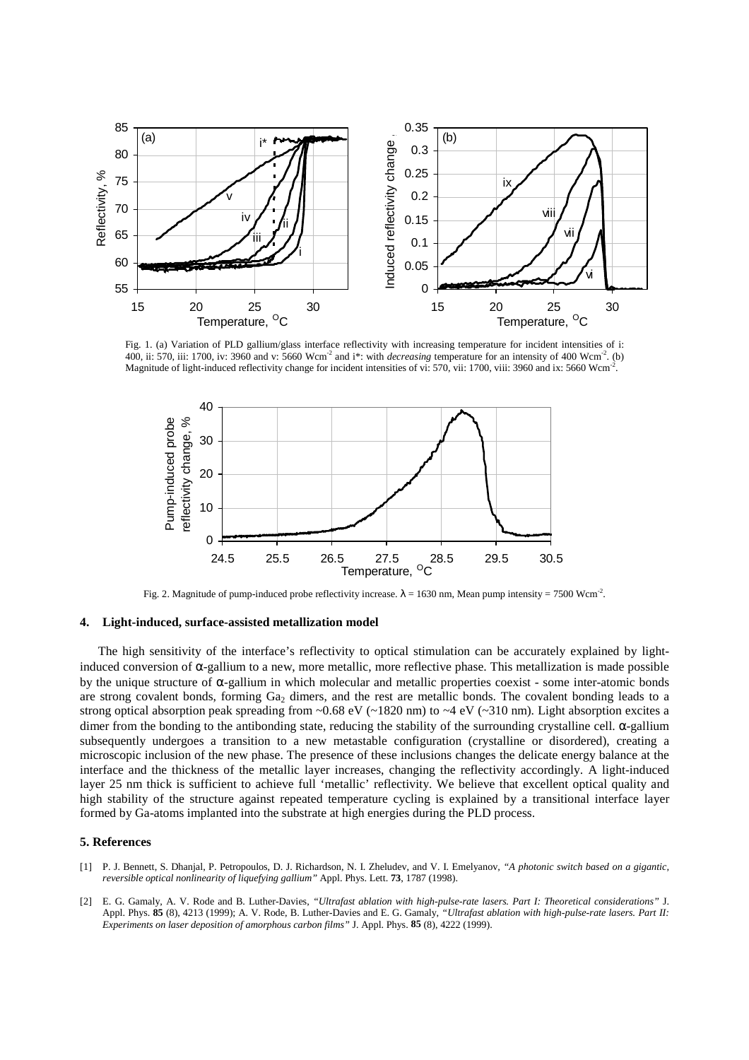(a)

Reflectivity, %

85
80
75
70
65
60
55

15 20 25 30

Temperature, $^{O}C$

i* v iv iii ii i

(b)

Induced reflectivity change

0.35
0.3
0.25
0.2
0.15
0.1
0.05
0

15 20 25 30

Temperature, $^{O}C$

ix viii vii vi

Fig. 1. (a) Variation of PLD gallium/glass interface reflectivity with increasing temperature for incident intensities of i: 400, ii: 570, iii: 1700, iv: 3960 and v: 5660 Wcm$^{-2}$ and i*: with *decreasing* temperature for an intensity of 400 Wcm$^{-2}$. (b) Magnitude of light-induced reflectivity change for incident intensities of vi: 570, vii: 1700, viii: 3960 and ix: 5660 Wcm$^{-2}$.

Pump-induced probe reflectivity change, %

40
30
20
10
0

24.5 25.5 26.5 27.5 28.5 29.5 30.5

Temperature, $^{O}C$

Fig. 2. Magnitude of pump-induced probe reflectivity increase. $\lambda$ = 1630 nm, Mean pump intensity = 7500 Wcm$^{-2}$.

## 4. Light-induced, surface-assisted metallization model

The high sensitivity of the interface's reflectivity to optical stimulation can be accurately explained by light-induced conversion of $\alpha$-gallium to a new, more metallic, more reflective phase. This metallization is made possible by the unique structure of $\alpha$-gallium in which molecular and metallic properties coexist - some inter-atomic bonds are strong covalent bonds, forming $Ga_2$ dimers, and the rest are metallic bonds. The covalent bonding leads to a strong optical absorption peak spreading from ~0.68 eV (~1820 nm) to ~4 eV (~310 nm). Light absorption excites a dimer from the bonding to the antibonding state, reducing the stability of the surrounding crystalline cell. $\alpha$-gallium subsequently undergoes a transition to a new metastable configuration (crystalline or disordered), creating a microscopic inclusion of the new phase. The presence of these inclusions changes the delicate energy balance at the interface and the thickness of the metallic layer increases, changing the reflectivity accordingly. A light-induced layer 25 nm thick is sufficient to achieve full 'metallic' reflectivity. We believe that excellent optical quality and high stability of the structure against repeated temperature cycling is explained by a transitional interface layer formed by Ga-atoms implanted into the substrate at high energies during the PLD process.

## 5. References

[1] P. J. Bennett, S. Dhanjal, P. Petropoulos, D. J. Richardson, N. I. Zheludev, and V. I. Emelyanov, *"A photonic switch based on a gigantic, reversible optical nonlinearity of liquefying gallium"* Appl. Phys. Lett. **73**, 1787 (1998).

[2] E. G. Gamaly, A. V. Rode and B. Luther-Davies, *"Ultrafast ablation with high-pulse-rate lasers. Part I: Theoretical considerations"* J. Appl. Phys. **85** (8), 4213 (1999); A. V. Rode, B. Luther-Davies and E. G. Gamaly, *"Ultrafast ablation with high-pulse-rate lasers. Part II: Experiments on laser deposition of amorphous carbon films"* J. Appl. Phys. **85** (8), 4222 (1999).